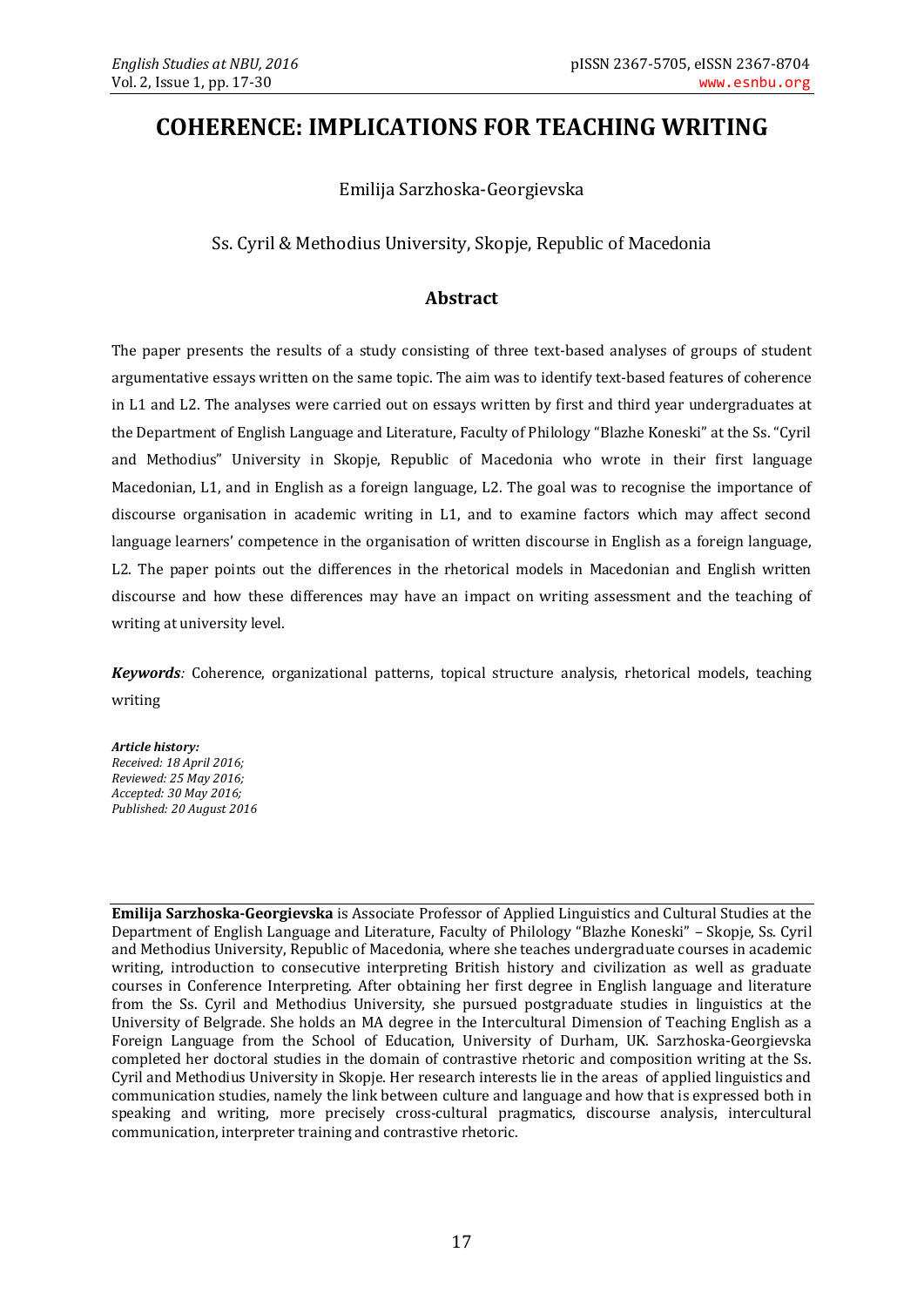# COHERENCE: IMPLICATIONS FOR TEACHING WRITING

Emilija Sarzhoska-Georgievska

Ss. Cyril & Methodius University, Skopje, Republic of Macedonia

## Abstract

The paper presents the results of a study consisting of three text-based analyses of groups of student argumentative essays written on the same topic. The aim was to identify text-based features of coherence in L1 and L2. The analyses were carried out on essays written by first and third year undergraduates at the Department of English Language and Literature, Faculty of Philology "Blazhe Koneski" at the Ss. "Cyril and Methodius" University in Skopje, Republic of Macedonia who wrote in their first language Macedonian, L1, and in English as a foreign language, L2. The goal was to recognise the importance of discourse organisation in academic writing in L1, and to examine factors which may affect second language learners' competence in the organisation of written discourse in English as a foreign language, L2. The paper points out the differences in the rhetorical models in Macedonian and English written discourse and how these differences may have an impact on writing assessment and the teaching of writing at university level.

***Keywords**:* Coherence, organizational patterns, topical structure analysis, rhetorical models, teaching writing

***Article history:***
*Received: 18 April 2016;*
*Reviewed: 25 May 2016;*
*Accepted: 30 May 2016;*
*Published: 20 August 2016*

---

**Emilija Sarzhoska-Georgievska** is Associate Professor of Applied Linguistics and Cultural Studies at the Department of English Language and Literature, Faculty of Philology "Blazhe Koneski" – Skopje, Ss. Cyril and Methodius University, Republic of Macedonia, where she teaches undergraduate courses in academic writing, introduction to consecutive interpreting British history and civilization as well as graduate courses in Conference Interpreting. After obtaining her first degree in English language and literature from the Ss. Cyril and Methodius University, she pursued postgraduate studies in linguistics at the University of Belgrade. She holds an MA degree in the Intercultural Dimension of Teaching English as a Foreign Language from the School of Education, University of Durham, UK. Sarzhoska-Georgievska completed her doctoral studies in the domain of contrastive rhetoric and composition writing at the Ss. Cyril and Methodius University in Skopje. Her research interests lie in the areas of applied linguistics and communication studies, namely the link between culture and language and how that is expressed both in speaking and writing, more precisely cross-cultural pragmatics, discourse analysis, intercultural communication, interpreter training and contrastive rhetoric.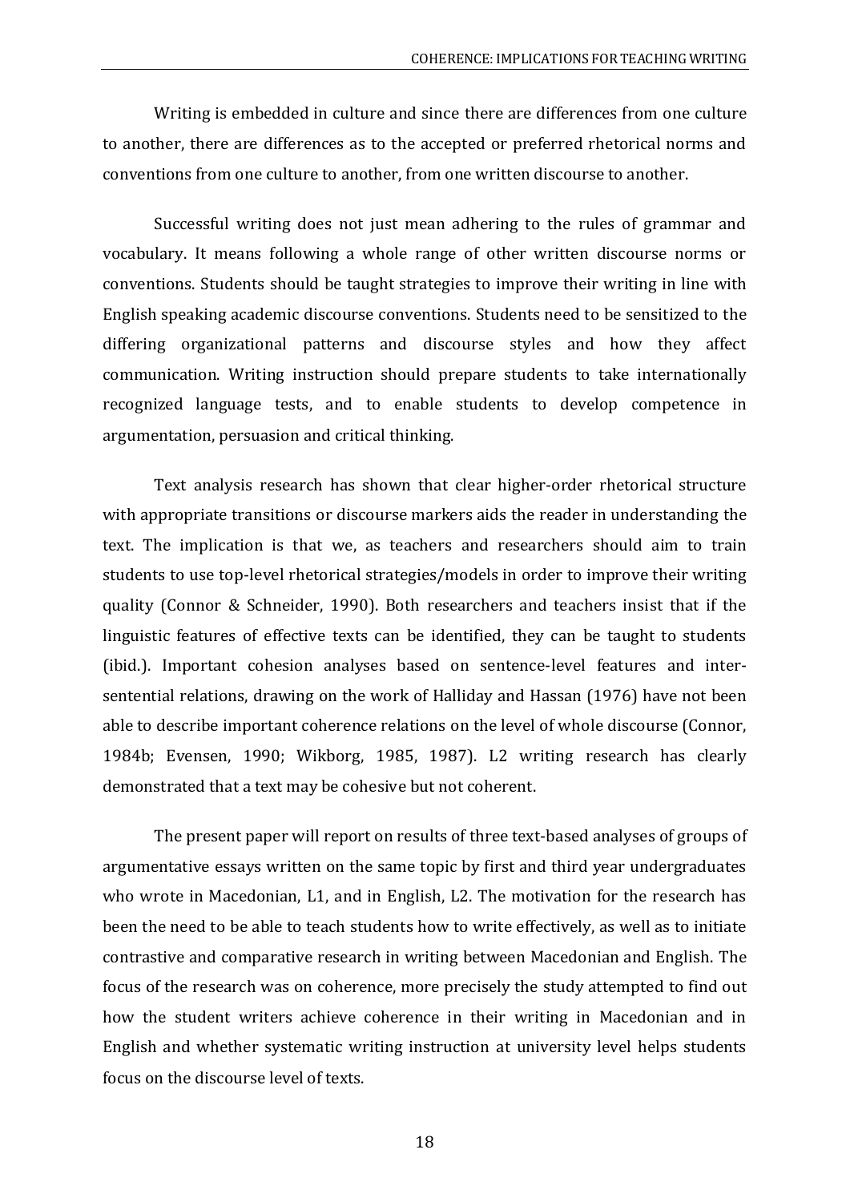Writing is embedded in culture and since there are differences from one culture to another, there are differences as to the accepted or preferred rhetorical norms and conventions from one culture to another, from one written discourse to another.

Successful writing does not just mean adhering to the rules of grammar and vocabulary. It means following a whole range of other written discourse norms or conventions. Students should be taught strategies to improve their writing in line with English speaking academic discourse conventions. Students need to be sensitized to the differing organizational patterns and discourse styles and how they affect communication. Writing instruction should prepare students to take internationally recognized language tests, and to enable students to develop competence in argumentation, persuasion and critical thinking.

Text analysis research has shown that clear higher-order rhetorical structure with appropriate transitions or discourse markers aids the reader in understanding the text. The implication is that we, as teachers and researchers should aim to train students to use top-level rhetorical strategies/models in order to improve their writing quality (Connor & Schneider, 1990). Both researchers and teachers insist that if the linguistic features of effective texts can be identified, they can be taught to students (ibid.). Important cohesion analyses based on sentence-level features and inter-sentential relations, drawing on the work of Halliday and Hassan (1976) have not been able to describe important coherence relations on the level of whole discourse (Connor, 1984b; Evensen, 1990; Wikborg, 1985, 1987). L2 writing research has clearly demonstrated that a text may be cohesive but not coherent.

The present paper will report on results of three text-based analyses of groups of argumentative essays written on the same topic by first and third year undergraduates who wrote in Macedonian, L1, and in English, L2. The motivation for the research has been the need to be able to teach students how to write effectively, as well as to initiate contrastive and comparative research in writing between Macedonian and English. The focus of the research was on coherence, more precisely the study attempted to find out how the student writers achieve coherence in their writing in Macedonian and in English and whether systematic writing instruction at university level helps students focus on the discourse level of texts.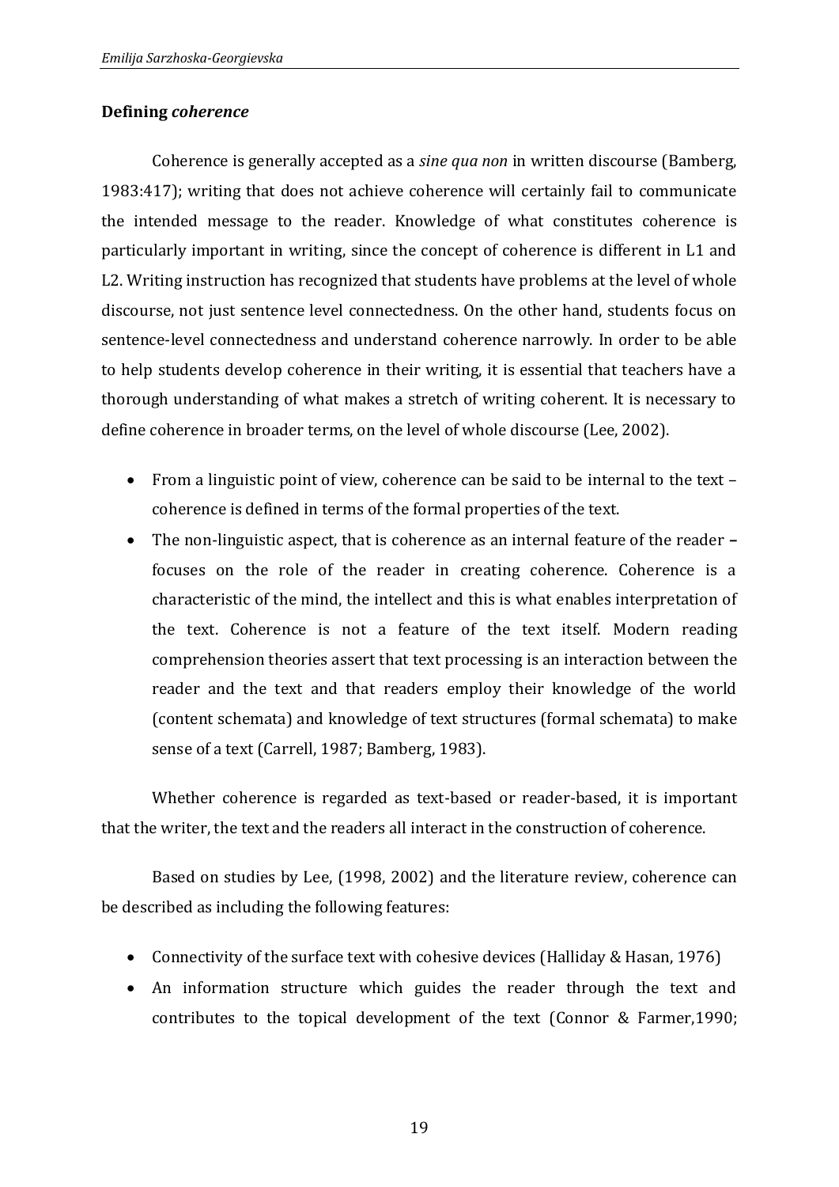### Defining *coherence*

Coherence is generally accepted as a *sine qua non* in written discourse (Bamberg, 1983:417); writing that does not achieve coherence will certainly fail to communicate the intended message to the reader. Knowledge of what constitutes coherence is particularly important in writing, since the concept of coherence is different in L1 and L2. Writing instruction has recognized that students have problems at the level of whole discourse, not just sentence level connectedness. On the other hand, students focus on sentence-level connectedness and understand coherence narrowly. In order to be able to help students develop coherence in their writing, it is essential that teachers have a thorough understanding of what makes a stretch of writing coherent. It is necessary to define coherence in broader terms, on the level of whole discourse (Lee, 2002).

- From a linguistic point of view, coherence can be said to be internal to the text – coherence is defined in terms of the formal properties of the text.
- The non-linguistic aspect, that is coherence as an internal feature of the reader **–** focuses on the role of the reader in creating coherence. Coherence is a characteristic of the mind, the intellect and this is what enables interpretation of the text. Coherence is not a feature of the text itself. Modern reading comprehension theories assert that text processing is an interaction between the reader and the text and that readers employ their knowledge of the world (content schemata) and knowledge of text structures (formal schemata) to make sense of a text (Carrell, 1987; Bamberg, 1983).

Whether coherence is regarded as text-based or reader-based, it is important that the writer, the text and the readers all interact in the construction of coherence.

Based on studies by Lee, (1998, 2002) and the literature review, coherence can be described as including the following features:

- Connectivity of the surface text with cohesive devices (Halliday & Hasan, 1976)
- An information structure which guides the reader through the text and contributes to the topical development of the text (Connor & Farmer,1990;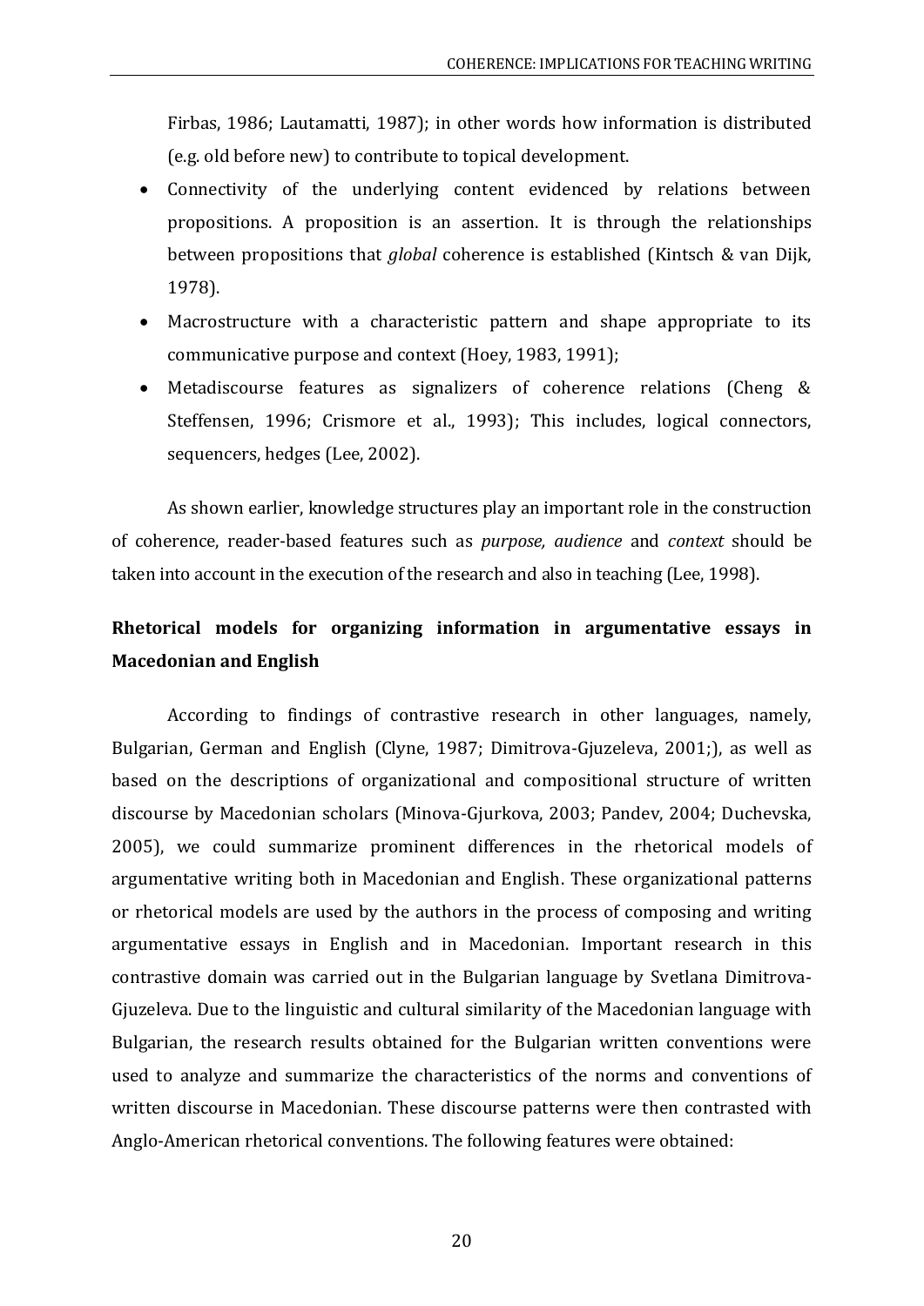Firbas, 1986; Lautamatti, 1987); in other words how information is distributed (e.g. old before new) to contribute to topical development.

- Connectivity of the underlying content evidenced by relations between propositions. A proposition is an assertion. It is through the relationships between propositions that *global* coherence is established (Kintsch & van Dijk, 1978).
- Macrostructure with a characteristic pattern and shape appropriate to its communicative purpose and context (Hoey, 1983, 1991);
- Metadiscourse features as signalizers of coherence relations (Cheng & Steffensen, 1996; Crismore et al., 1993); This includes, logical connectors, sequencers, hedges (Lee, 2002).

As shown earlier, knowledge structures play an important role in the construction of coherence, reader-based features such as *purpose, audience* and *context* should be taken into account in the execution of the research and also in teaching (Lee, 1998).

## Rhetorical models for organizing information in argumentative essays in Macedonian and English

According to findings of contrastive research in other languages, namely, Bulgarian, German and English (Clyne, 1987; Dimitrova-Gjuzeleva, 2001;), as well as based on the descriptions of organizational and compositional structure of written discourse by Macedonian scholars (Minova-Gjurkova, 2003; Pandev, 2004; Duchevska, 2005), we could summarize prominent differences in the rhetorical models of argumentative writing both in Macedonian and English. These organizational patterns or rhetorical models are used by the authors in the process of composing and writing argumentative essays in English and in Macedonian. Important research in this contrastive domain was carried out in the Bulgarian language by Svetlana Dimitrova-Gjuzeleva. Due to the linguistic and cultural similarity of the Macedonian language with Bulgarian, the research results obtained for the Bulgarian written conventions were used to analyze and summarize the characteristics of the norms and conventions of written discourse in Macedonian. These discourse patterns were then contrasted with Anglo-American rhetorical conventions. The following features were obtained: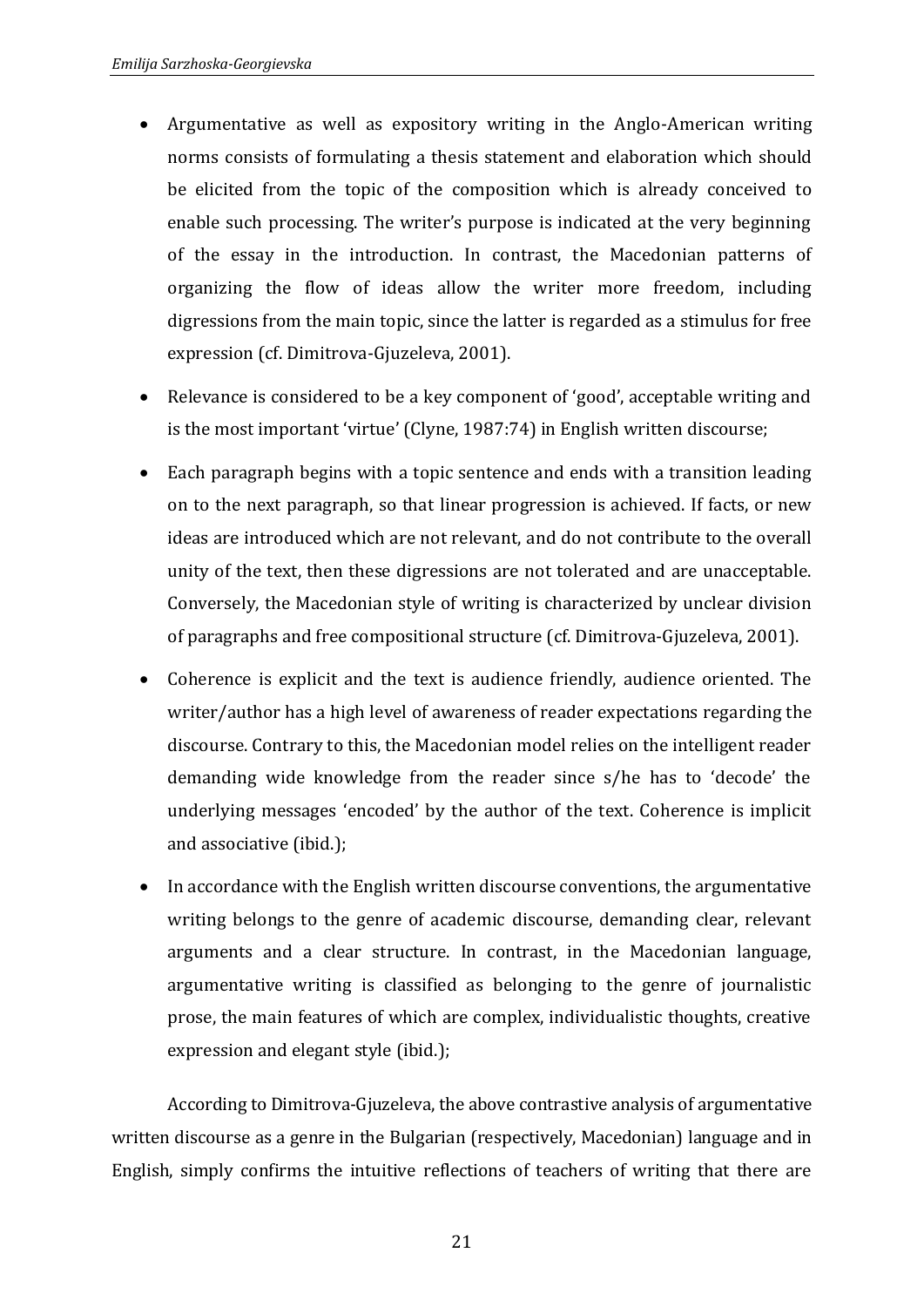- Argumentative as well as expository writing in the Anglo-American writing norms consists of formulating a thesis statement and elaboration which should be elicited from the topic of the composition which is already conceived to enable such processing. The writer's purpose is indicated at the very beginning of the essay in the introduction. In contrast, the Macedonian patterns of organizing the flow of ideas allow the writer more freedom, including digressions from the main topic, since the latter is regarded as a stimulus for free expression (cf. Dimitrova-Gjuzeleva, 2001).
- Relevance is considered to be a key component of 'good', acceptable writing and is the most important 'virtue' (Clyne, 1987:74) in English written discourse;
- Each paragraph begins with a topic sentence and ends with a transition leading on to the next paragraph, so that linear progression is achieved. If facts, or new ideas are introduced which are not relevant, and do not contribute to the overall unity of the text, then these digressions are not tolerated and are unacceptable. Conversely, the Macedonian style of writing is characterized by unclear division of paragraphs and free compositional structure (cf. Dimitrova-Gjuzeleva, 2001).
- Coherence is explicit and the text is audience friendly, audience oriented. The writer/author has a high level of awareness of reader expectations regarding the discourse. Contrary to this, the Macedonian model relies on the intelligent reader demanding wide knowledge from the reader since s/he has to 'decode' the underlying messages 'encoded' by the author of the text. Coherence is implicit and associative (ibid.);
- In accordance with the English written discourse conventions, the argumentative writing belongs to the genre of academic discourse, demanding clear, relevant arguments and a clear structure. In contrast, in the Macedonian language, argumentative writing is classified as belonging to the genre of journalistic prose, the main features of which are complex, individualistic thoughts, creative expression and elegant style (ibid.);

According to Dimitrova-Gjuzeleva, the above contrastive analysis of argumentative written discourse as a genre in the Bulgarian (respectively, Macedonian) language and in English, simply confirms the intuitive reflections of teachers of writing that there are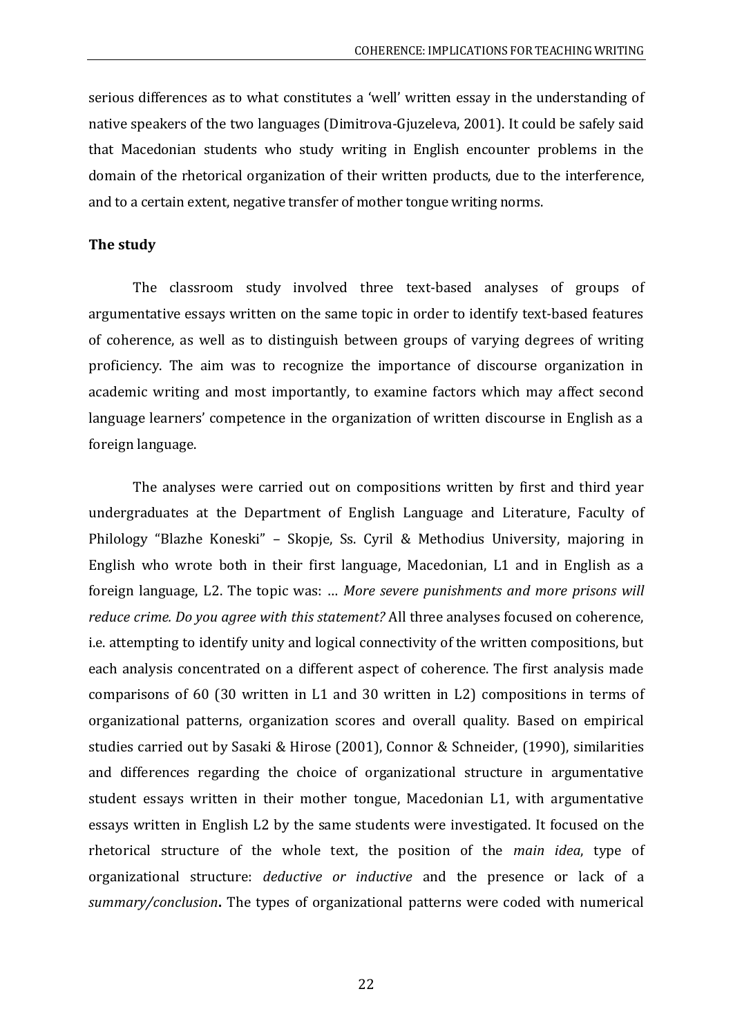serious differences as to what constitutes a 'well' written essay in the understanding of native speakers of the two languages (Dimitrova-Gjuzeleva, 2001). It could be safely said that Macedonian students who study writing in English encounter problems in the domain of the rhetorical organization of their written products, due to the interference, and to a certain extent, negative transfer of mother tongue writing norms.

**The study**

The classroom study involved three text-based analyses of groups of argumentative essays written on the same topic in order to identify text-based features of coherence, as well as to distinguish between groups of varying degrees of writing proficiency. The aim was to recognize the importance of discourse organization in academic writing and most importantly, to examine factors which may affect second language learners' competence in the organization of written discourse in English as a foreign language.

The analyses were carried out on compositions written by first and third year undergraduates at the Department of English Language and Literature, Faculty of Philology "Blazhe Koneski" – Skopje, Ss. Cyril & Methodius University, majoring in English who wrote both in their first language, Macedonian, L1 and in English as a foreign language, L2. The topic was: … *More severe punishments and more prisons will reduce crime. Do you agree with this statement?* All three analyses focused on coherence, i.e. attempting to identify unity and logical connectivity of the written compositions, but each analysis concentrated on a different aspect of coherence. The first analysis made comparisons of 60 (30 written in L1 and 30 written in L2) compositions in terms of organizational patterns, organization scores and overall quality. Based on empirical studies carried out by Sasaki & Hirose (2001), Connor & Schneider, (1990), similarities and differences regarding the choice of organizational structure in argumentative student essays written in their mother tongue, Macedonian L1, with argumentative essays written in English L2 by the same students were investigated. It focused on the rhetorical structure of the whole text, the position of the *main idea*, type of organizational structure: *deductive or inductive* and the presence or lack of a *summary/conclusion***.** The types of organizational patterns were coded with numerical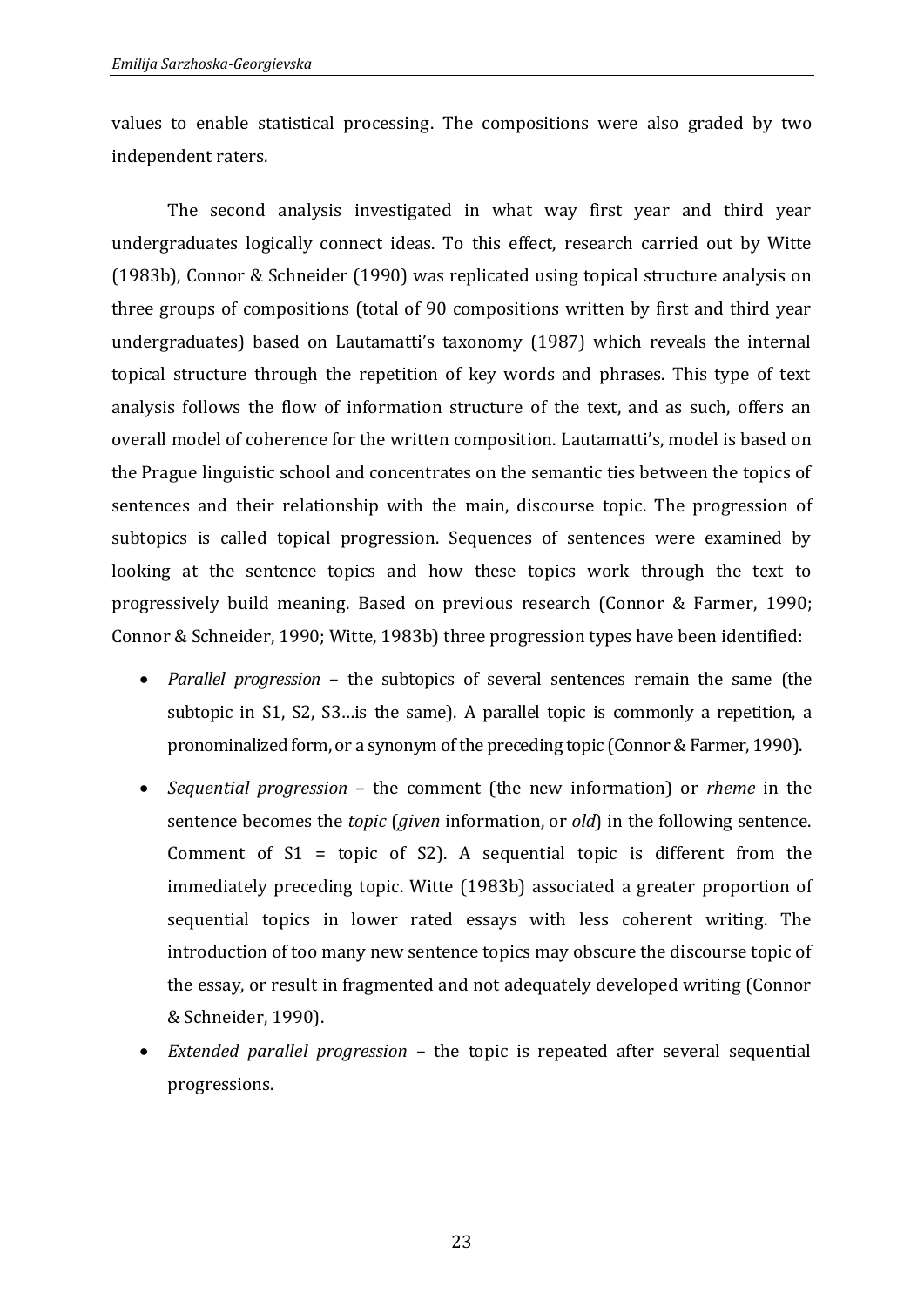values to enable statistical processing. The compositions were also graded by two independent raters.

The second analysis investigated in what way first year and third year undergraduates logically connect ideas. To this effect, research carried out by Witte (1983b), Connor & Schneider (1990) was replicated using topical structure analysis on three groups of compositions (total of 90 compositions written by first and third year undergraduates) based on Lautamatti's taxonomy (1987) which reveals the internal topical structure through the repetition of key words and phrases. This type of text analysis follows the flow of information structure of the text, and as such, offers an overall model of coherence for the written composition. Lautamatti's, model is based on the Prague linguistic school and concentrates on the semantic ties between the topics of sentences and their relationship with the main, discourse topic. The progression of subtopics is called topical progression. Sequences of sentences were examined by looking at the sentence topics and how these topics work through the text to progressively build meaning. Based on previous research (Connor & Farmer, 1990; Connor & Schneider, 1990; Witte, 1983b) three progression types have been identified:

- *Parallel progression* – the subtopics of several sentences remain the same (the subtopic in S1, S2, S3…is the same). A parallel topic is commonly a repetition, a pronominalized form, or a synonym of the preceding topic (Connor & Farmer, 1990).
- *Sequential progression* – the comment (the new information) or *rheme* in the sentence becomes the *topic* (*given* information, or *old*) in the following sentence. Comment of S1 = topic of S2). A sequential topic is different from the immediately preceding topic. Witte (1983b) associated a greater proportion of sequential topics in lower rated essays with less coherent writing. The introduction of too many new sentence topics may obscure the discourse topic of the essay, or result in fragmented and not adequately developed writing (Connor & Schneider, 1990).
- *Extended parallel progression* – the topic is repeated after several sequential progressions.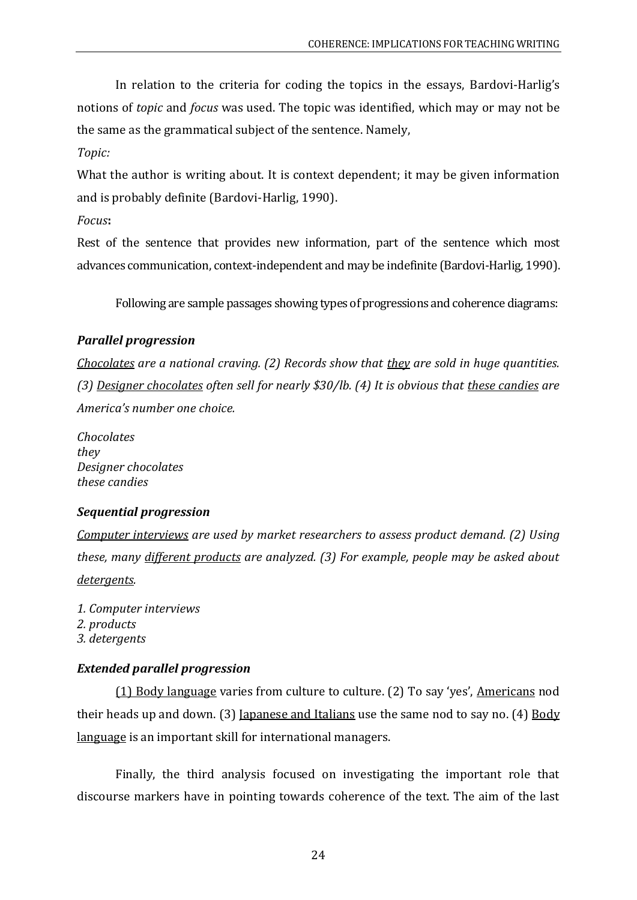In relation to the criteria for coding the topics in the essays, Bardovi-Harlig's notions of *topic* and *focus* was used. The topic was identified, which may or may not be the same as the grammatical subject of the sentence. Namely,

*Topic:*

What the author is writing about. It is context dependent; it may be given information and is probably definite (Bardovi-Harlig, 1990).

*Focus***:**

Rest of the sentence that provides new information, part of the sentence which most advances communication, context-independent and may be indefinite (Bardovi-Harlig, 1990).

Following are sample passages showing types of progressions and coherence diagrams:

***Parallel progression***

*<u>Chocolates</u> are a national craving. (2) Records show that <u>they</u> are sold in huge quantities. (3) <u>Designer chocolates</u> often sell for nearly $30/lb. (4) It is obvious that <u>these candies</u> are America's number one choice.*

*Chocolates*
*they*
*Designer chocolates*
*these candies*

***Sequential progression***

*<u>Computer interviews</u> are used by market researchers to assess product demand. (2) Using these, many <u>different products</u> are analyzed. (3) For example, people may be asked about <u>detergents</u>.*

*1. Computer interviews*
*2. products*
*3. detergents*

***Extended parallel progression***

<u>(1) Body language</u> varies from culture to culture. (2) To say 'yes', <u>Americans</u> nod their heads up and down. (3) <u>Japanese and Italians</u> use the same nod to say no. (4) <u>Body language</u> is an important skill for international managers.

Finally, the third analysis focused on investigating the important role that discourse markers have in pointing towards coherence of the text. The aim of the last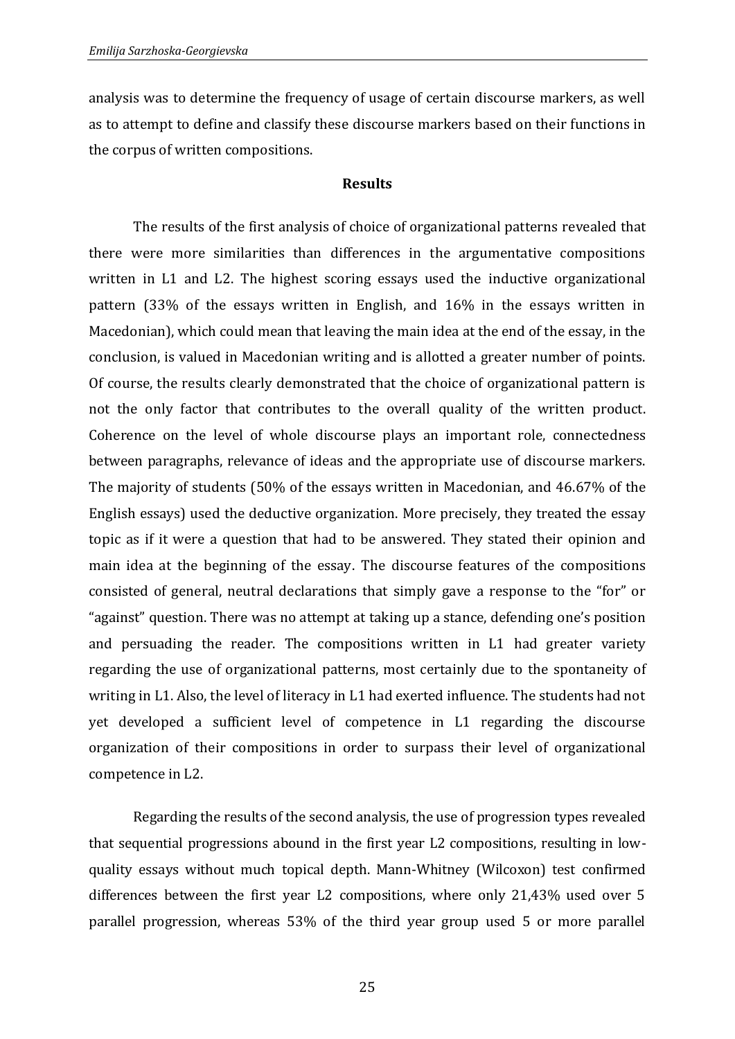analysis was to determine the frequency of usage of certain discourse markers, as well as to attempt to define and classify these discourse markers based on their functions in the corpus of written compositions.

## Results

The results of the first analysis of choice of organizational patterns revealed that there were more similarities than differences in the argumentative compositions written in L1 and L2. The highest scoring essays used the inductive organizational pattern (33% of the essays written in English, and 16% in the essays written in Macedonian), which could mean that leaving the main idea at the end of the essay, in the conclusion, is valued in Macedonian writing and is allotted a greater number of points. Of course, the results clearly demonstrated that the choice of organizational pattern is not the only factor that contributes to the overall quality of the written product. Coherence on the level of whole discourse plays an important role, connectedness between paragraphs, relevance of ideas and the appropriate use of discourse markers. The majority of students (50% of the essays written in Macedonian, and 46.67% of the English essays) used the deductive organization. More precisely, they treated the essay topic as if it were a question that had to be answered. They stated their opinion and main idea at the beginning of the essay. The discourse features of the compositions consisted of general, neutral declarations that simply gave a response to the "for" or "against" question. There was no attempt at taking up a stance, defending one's position and persuading the reader. The compositions written in L1 had greater variety regarding the use of organizational patterns, most certainly due to the spontaneity of writing in L1. Also, the level of literacy in L1 had exerted influence. The students had not yet developed a sufficient level of competence in L1 regarding the discourse organization of their compositions in order to surpass their level of organizational competence in L2.

Regarding the results of the second analysis, the use of progression types revealed that sequential progressions abound in the first year L2 compositions, resulting in low-quality essays without much topical depth. Mann-Whitney (Wilcoxon) test confirmed differences between the first year L2 compositions, where only 21,43% used over 5 parallel progression, whereas 53% of the third year group used 5 or more parallel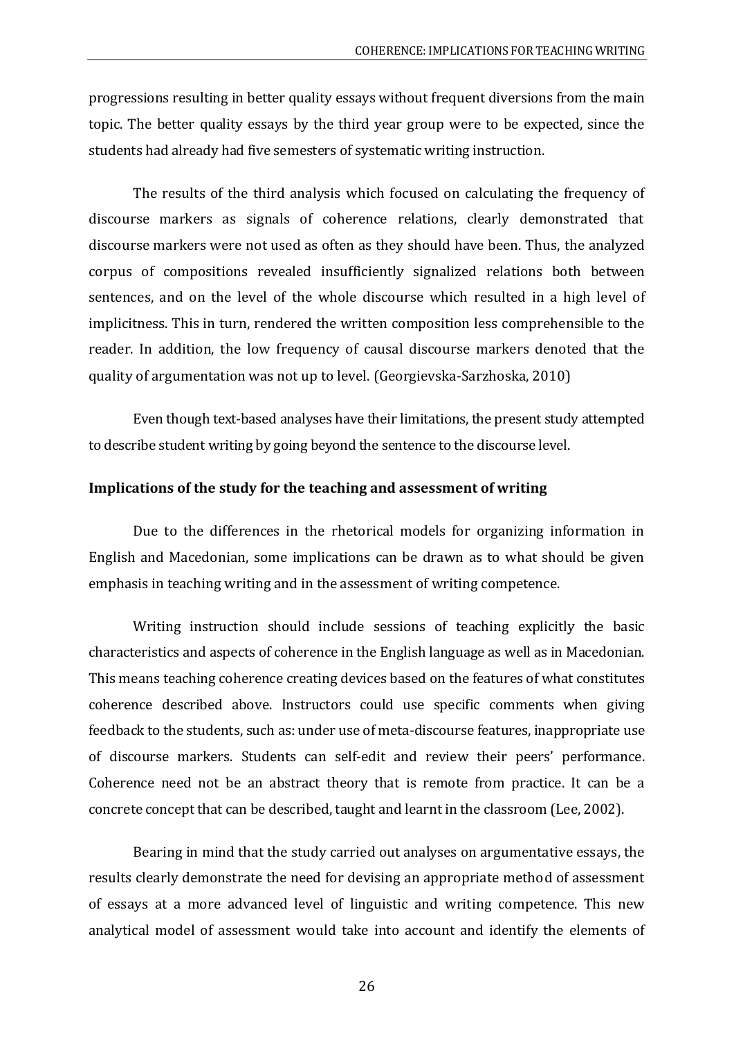progressions resulting in better quality essays without frequent diversions from the main topic. The better quality essays by the third year group were to be expected, since the students had already had five semesters of systematic writing instruction.

The results of the third analysis which focused on calculating the frequency of discourse markers as signals of coherence relations, clearly demonstrated that discourse markers were not used as often as they should have been. Thus, the analyzed corpus of compositions revealed insufficiently signalized relations both between sentences, and on the level of the whole discourse which resulted in a high level of implicitness. This in turn, rendered the written composition less comprehensible to the reader. In addition, the low frequency of causal discourse markers denoted that the quality of argumentation was not up to level. (Georgievska-Sarzhoska, 2010)

Even though text-based analyses have their limitations, the present study attempted to describe student writing by going beyond the sentence to the discourse level.

**Implications of the study for the teaching and assessment of writing**

Due to the differences in the rhetorical models for organizing information in English and Macedonian, some implications can be drawn as to what should be given emphasis in teaching writing and in the assessment of writing competence.

Writing instruction should include sessions of teaching explicitly the basic characteristics and aspects of coherence in the English language as well as in Macedonian. This means teaching coherence creating devices based on the features of what constitutes coherence described above. Instructors could use specific comments when giving feedback to the students, such as: under use of meta-discourse features, inappropriate use of discourse markers. Students can self-edit and review their peers' performance. Coherence need not be an abstract theory that is remote from practice. It can be a concrete concept that can be described, taught and learnt in the classroom (Lee, 2002).

Bearing in mind that the study carried out analyses on argumentative essays, the results clearly demonstrate the need for devising an appropriate method of assessment of essays at a more advanced level of linguistic and writing competence. This new analytical model of assessment would take into account and identify the elements of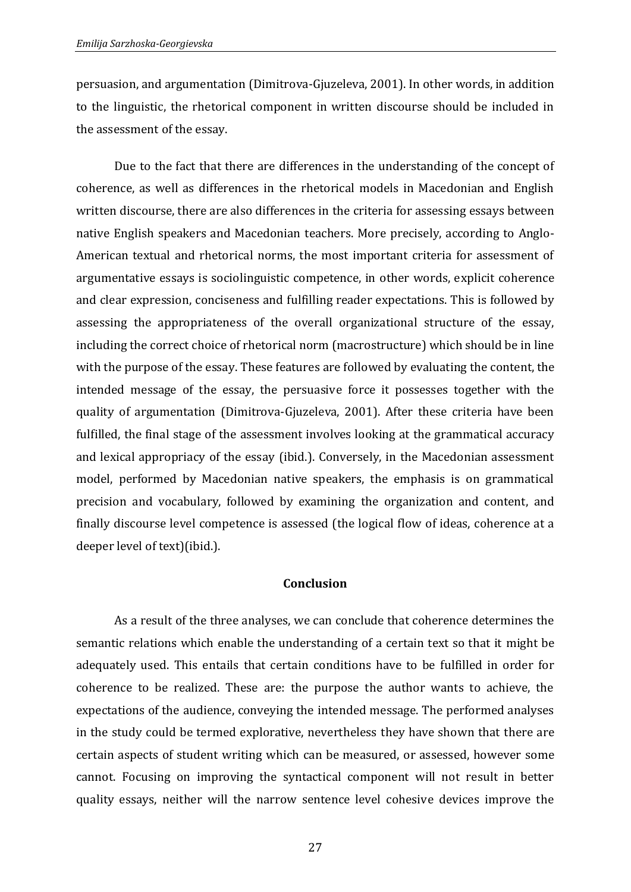persuasion, and argumentation (Dimitrova-Gjuzeleva, 2001). In other words, in addition to the linguistic, the rhetorical component in written discourse should be included in the assessment of the essay.

Due to the fact that there are differences in the understanding of the concept of coherence, as well as differences in the rhetorical models in Macedonian and English written discourse, there are also differences in the criteria for assessing essays between native English speakers and Macedonian teachers. More precisely, according to Anglo-American textual and rhetorical norms, the most important criteria for assessment of argumentative essays is sociolinguistic competence, in other words, explicit coherence and clear expression, conciseness and fulfilling reader expectations. This is followed by assessing the appropriateness of the overall organizational structure of the essay, including the correct choice of rhetorical norm (macrostructure) which should be in line with the purpose of the essay. These features are followed by evaluating the content, the intended message of the essay, the persuasive force it possesses together with the quality of argumentation (Dimitrova-Gjuzeleva, 2001). After these criteria have been fulfilled, the final stage of the assessment involves looking at the grammatical accuracy and lexical appropriacy of the essay (ibid.). Conversely, in the Macedonian assessment model, performed by Macedonian native speakers, the emphasis is on grammatical precision and vocabulary, followed by examining the organization and content, and finally discourse level competence is assessed (the logical flow of ideas, coherence at a deeper level of text)(ibid.).

## Conclusion

As a result of the three analyses, we can conclude that coherence determines the semantic relations which enable the understanding of a certain text so that it might be adequately used. This entails that certain conditions have to be fulfilled in order for coherence to be realized. These are: the purpose the author wants to achieve, the expectations of the audience, conveying the intended message. The performed analyses in the study could be termed explorative, nevertheless they have shown that there are certain aspects of student writing which can be measured, or assessed, however some cannot. Focusing on improving the syntactical component will not result in better quality essays, neither will the narrow sentence level cohesive devices improve the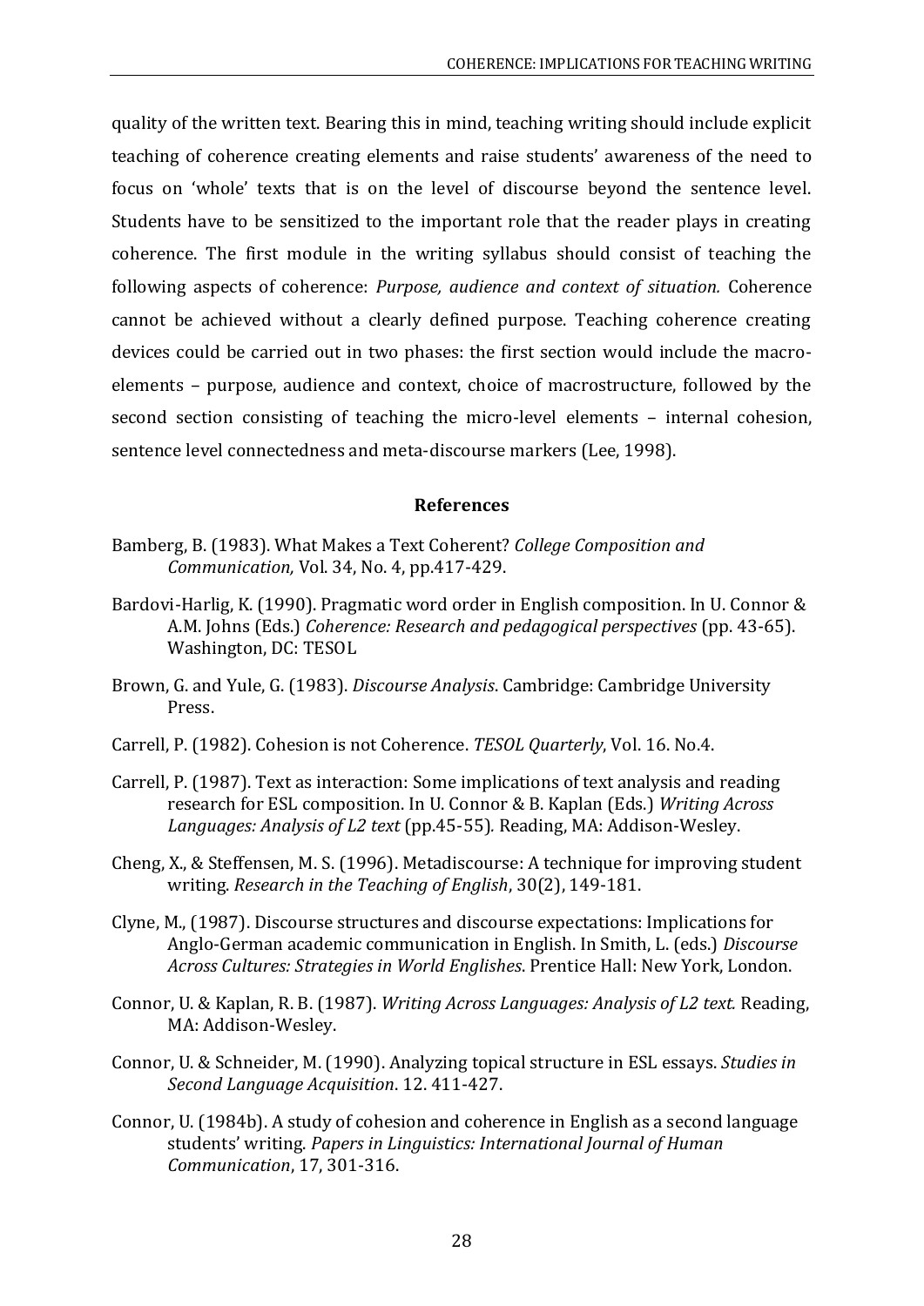quality of the written text. Bearing this in mind, teaching writing should include explicit teaching of coherence creating elements and raise students' awareness of the need to focus on 'whole' texts that is on the level of discourse beyond the sentence level. Students have to be sensitized to the important role that the reader plays in creating coherence. The first module in the writing syllabus should consist of teaching the following aspects of coherence: *Purpose, audience and context of situation.* Coherence cannot be achieved without a clearly defined purpose. Teaching coherence creating devices could be carried out in two phases: the first section would include the macro-elements – purpose, audience and context, choice of macrostructure, followed by the second section consisting of teaching the micro-level elements – internal cohesion, sentence level connectedness and meta-discourse markers (Lee, 1998).

## References

Bamberg, B. (1983). What Makes a Text Coherent? *College Composition and Communication,* Vol. 34, No. 4, pp.417-429.

Bardovi-Harlig, K. (1990). Pragmatic word order in English composition. In U. Connor & A.M. Johns (Eds.) *Coherence: Research and pedagogical perspectives* (pp. 43-65). Washington, DC: TESOL

Brown, G. and Yule, G. (1983). *Discourse Analysis*. Cambridge: Cambridge University Press.

Carrell, P. (1982). Cohesion is not Coherence. *TESOL Quarterly*, Vol. 16. No.4.

Carrell, P. (1987). Text as interaction: Some implications of text analysis and reading research for ESL composition. In U. Connor & B. Kaplan (Eds.) *Writing Across Languages: Analysis of L2 text* (pp.45-55)*.* Reading, MA: Addison-Wesley.

Cheng, X., & Steffensen, M. S. (1996). Metadiscourse: A technique for improving student writing. *Research in the Teaching of English*, 30(2), 149-181.

Clyne, M., (1987). Discourse structures and discourse expectations: Implications for Anglo-German academic communication in English. In Smith, L. (eds.) *Discourse Across Cultures: Strategies in World Englishes*. Prentice Hall: New York, London.

Connor, U. & Kaplan, R. B. (1987). *Writing Across Languages: Analysis of L2 text.* Reading, MA: Addison-Wesley.

Connor, U. & Schneider, M. (1990). Analyzing topical structure in ESL essays. *Studies in Second Language Acquisition*. 12. 411-427.

Connor, U. (1984b). A study of cohesion and coherence in English as a second language students' writing. *Papers in Linguistics: International Journal of Human Communication*, 17, 301-316.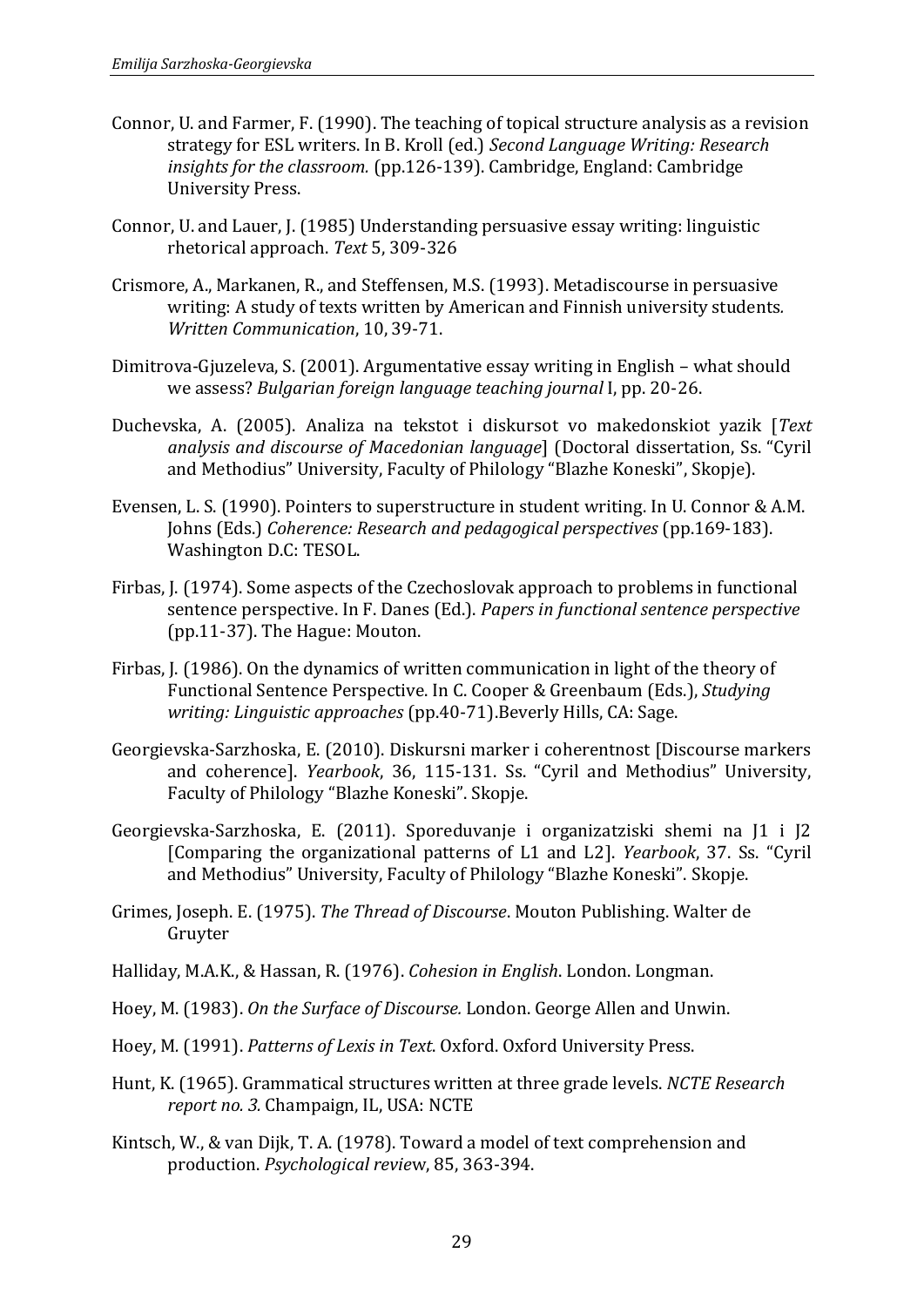Connor, U. and Farmer, F. (1990). The teaching of topical structure analysis as a revision strategy for ESL writers. In B. Kroll (ed.) *Second Language Writing: Research insights for the classroom.* (pp.126-139). Cambridge, England: Cambridge University Press.

Connor, U. and Lauer, J. (1985) Understanding persuasive essay writing: linguistic rhetorical approach. *Text* 5, 309-326

Crismore, A., Markanen, R., and Steffensen, M.S. (1993). Metadiscourse in persuasive writing: A study of texts written by American and Finnish university students. *Written Communication*, 10, 39-71.

Dimitrova-Gjuzeleva, S. (2001). Argumentative essay writing in English – what should we assess? *Bulgarian foreign language teaching journal* I, pp. 20-26.

Duchevska, A. (2005). Analiza na tekstot i diskursot vo makedonskiot yazik [*Text analysis and discourse of Macedonian language*] (Doctoral dissertation, Ss. "Cyril and Methodius" University, Faculty of Philology "Blazhe Koneski", Skopje).

Evensen, L. S. (1990). Pointers to superstructure in student writing. In U. Connor & A.M. Johns (Eds.) *Coherence: Research and pedagogical perspectives* (pp.169-183). Washington D.C: TESOL.

Firbas, J. (1974). Some aspects of the Czechoslovak approach to problems in functional sentence perspective. In F. Danes (Ed.). *Papers in functional sentence perspective* (pp.11-37). The Hague: Mouton.

Firbas, J. (1986). On the dynamics of written communication in light of the theory of Functional Sentence Perspective. In C. Cooper & Greenbaum (Eds.), *Studying writing: Linguistic approaches* (pp.40-71).Beverly Hills, CA: Sage.

Georgievska-Sarzhoska, E. (2010). Diskursni marker i coherentnost [Discourse markers and coherence]. *Yearbook*, 36, 115-131. Ss. "Cyril and Methodius" University, Faculty of Philology "Blazhe Koneski". Skopje.

Georgievska-Sarzhoska, E. (2011). Sporeduvanje i organizatziski shemi na J1 i J2 [Comparing the organizational patterns of L1 and L2]. *Yearbook*, 37. Ss. "Cyril and Methodius" University, Faculty of Philology "Blazhe Koneski". Skopje.

Grimes, Joseph. E. (1975). *The Thread of Discourse*. Mouton Publishing. Walter de Gruyter

Halliday, M.A.K., & Hassan, R. (1976). *Cohesion in English*. London. Longman.

Hoey, M. (1983). *On the Surface of Discourse.* London. George Allen and Unwin.

Hoey, M. (1991). *Patterns of Lexis in Text*. Oxford. Oxford University Press.

Hunt, K. (1965). Grammatical structures written at three grade levels. *NCTE Research report no. 3.* Champaign, IL, USA: NCTE

Kintsch, W., & van Dijk, T. A. (1978). Toward a model of text comprehension and production. *Psychological review*, 85, 363-394.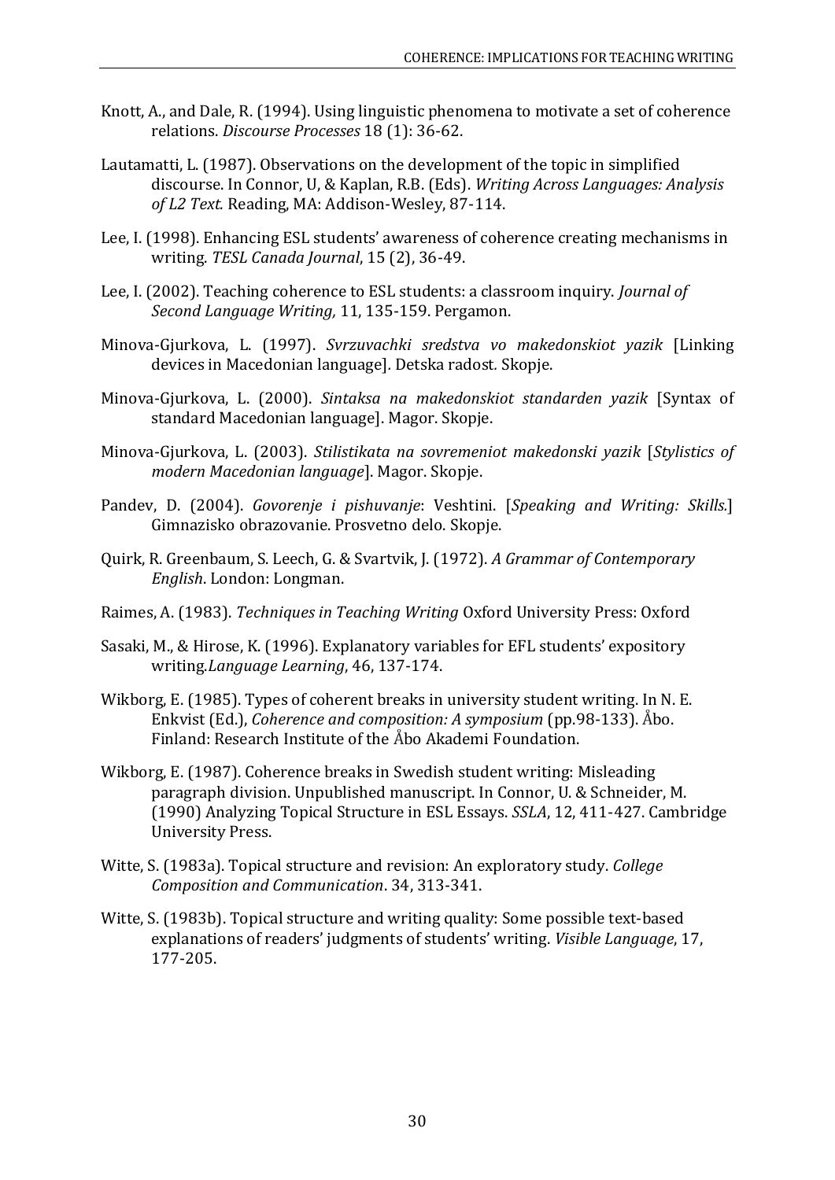Knott, A., and Dale, R. (1994). Using linguistic phenomena to motivate a set of coherence relations. *Discourse Processes* 18 (1): 36-62.

Lautamatti, L. (1987). Observations on the development of the topic in simplified discourse. In Connor, U, & Kaplan, R.B. (Eds). *Writing Across Languages: Analysis of L2 Text.* Reading, MA: Addison-Wesley, 87-114.

Lee, I. (1998). Enhancing ESL students' awareness of coherence creating mechanisms in writing. *TESL Canada Journal*, 15 (2), 36-49.

Lee, I. (2002). Teaching coherence to ESL students: a classroom inquiry. *Journal of Second Language Writing,* 11, 135-159. Pergamon.

Minova-Gjurkova, L. (1997). *Svrzuvachki sredstva vo makedonskiot yazik* [Linking devices in Macedonian language]. Detska radost. Skopje.

Minova-Gjurkova, L. (2000). *Sintaksa na makedonskiot standarden yazik* [Syntax of standard Macedonian language]. Magor. Skopje.

Minova-Gjurkova, L. (2003). *Stilistikata na sovremeniot makedonski yazik* [*Stylistics of modern Macedonian language*]. Magor. Skopje.

Pandev, D. (2004). *Govorenje i pishuvanje*: Veshtini. [*Speaking and Writing: Skills.*] Gimnazisko obrazovanie. Prosvetno delo. Skopje.

Quirk, R. Greenbaum, S. Leech, G. & Svartvik, J. (1972). *A Grammar of Contemporary English*. London: Longman.

Raimes, A. (1983). *Techniques in Teaching Writing* Oxford University Press: Oxford

Sasaki, M., & Hirose, K. (1996). Explanatory variables for EFL students' expository writing.*Language Learning*, 46, 137-174.

Wikborg, E. (1985). Types of coherent breaks in university student writing. In N. E. Enkvist (Ed.), *Coherence and composition: A symposium* (pp.98-133). Åbo. Finland: Research Institute of the Åbo Akademi Foundation.

Wikborg, E. (1987). Coherence breaks in Swedish student writing: Misleading paragraph division. Unpublished manuscript. In Connor, U. & Schneider, M. (1990) Analyzing Topical Structure in ESL Essays. *SSLA*, 12, 411-427. Cambridge University Press.

Witte, S. (1983a). Topical structure and revision: An exploratory study. *College Composition and Communication*. 34, 313-341.

Witte, S. (1983b). Topical structure and writing quality: Some possible text-based explanations of readers' judgments of students' writing. *Visible Language*, 17, 177-205.